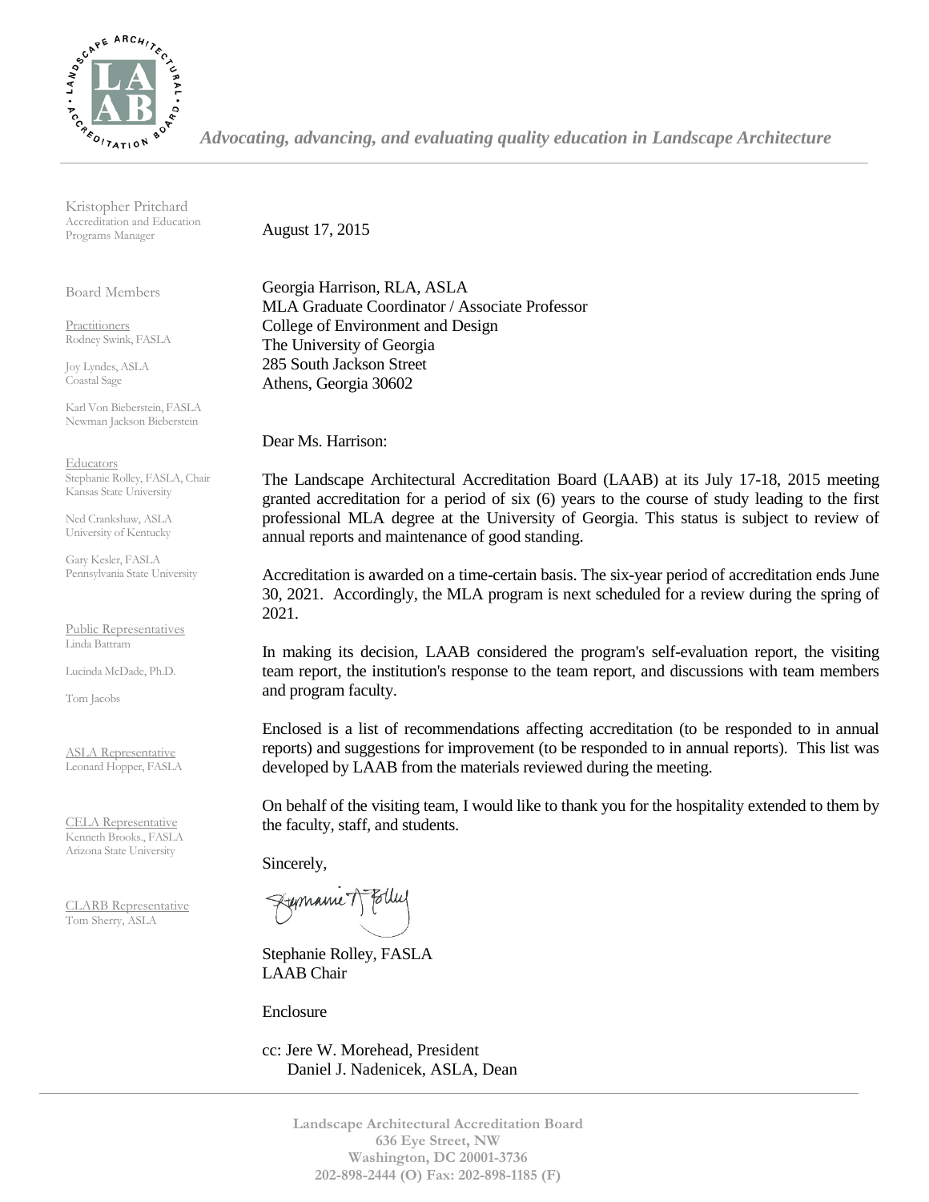*Advocating, advancing, and evaluating quality education in Landscape Architecture*

Kristopher Pritchard
Accreditation and Education Programs Manager

Board Members

Practitioners
Rodney Swink, FASLA

Joy Lyndes, ASLA
Coastal Sage

Karl Von Bieberstein, FASLA
Newman Jackson Bieberstein

Educators
Stephanie Rolley, FASLA, Chair
Kansas State University

Ned Crankshaw, ASLA
University of Kentucky

Gary Kesler, FASLA
Pennsylvania State University

Public Representatives
Linda Battram

Lucinda McDade, Ph.D.

Tom Jacobs

ASLA Representative
Leonard Hopper, FASLA

CELA Representative
Kenneth Brooks., FASLA
Arizona State University

CLARB Representative
Tom Sherry, ASLA

August 17, 2015

Georgia Harrison, RLA, ASLA
MLA Graduate Coordinator / Associate Professor
College of Environment and Design
The University of Georgia
285 South Jackson Street
Athens, Georgia 30602

Dear Ms. Harrison:

The Landscape Architectural Accreditation Board (LAAB) at its July 17-18, 2015 meeting granted accreditation for a period of six (6) years to the course of study leading to the first professional MLA degree at the University of Georgia. This status is subject to review of annual reports and maintenance of good standing.

Accreditation is awarded on a time-certain basis. The six-year period of accreditation ends June 30, 2021. Accordingly, the MLA program is next scheduled for a review during the spring of 2021.

In making its decision, LAAB considered the program's self-evaluation report, the visiting team report, the institution's response to the team report, and discussions with team members and program faculty.

Enclosed is a list of recommendations affecting accreditation (to be responded to in annual reports) and suggestions for improvement (to be responded to in annual reports). This list was developed by LAAB from the materials reviewed during the meeting.

On behalf of the visiting team, I would like to thank you for the hospitality extended to them by the faculty, staff, and students.

Sincerely,

Stephanie Rolley, FASLA
LAAB Chair

Enclosure

cc: Jere W. Morehead, President
Daniel J. Nadenicek, ASLA, Dean

**Landscape Architectural Accreditation Board**
**636 Eye Street, NW**
**Washington, DC 20001-3736**
**202-898-2444 (O) Fax: 202-898-1185 (F)**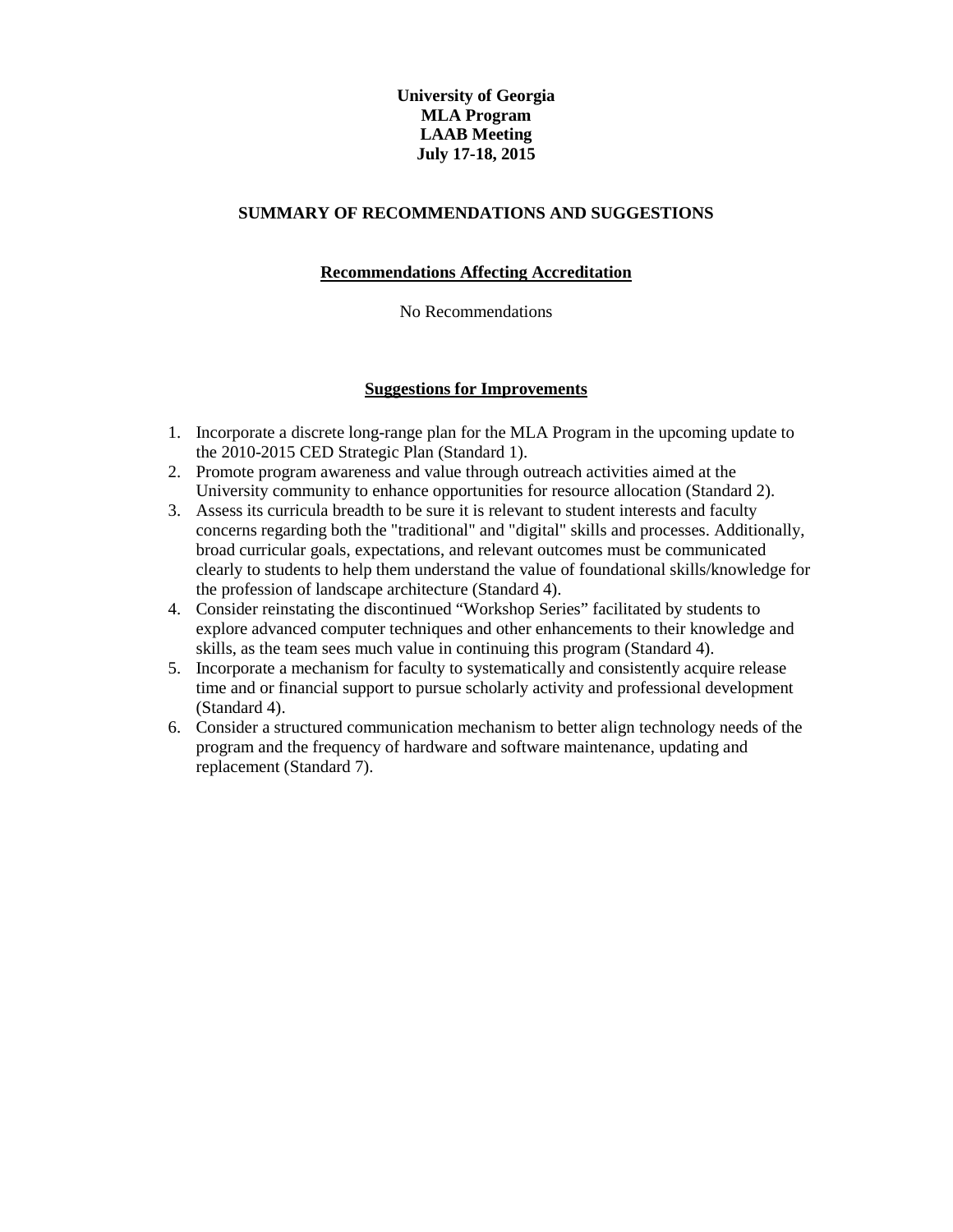**University of Georgia**
**MLA Program**
**LAAB Meeting**
**July 17-18, 2015**

## SUMMARY OF RECOMMENDATIONS AND SUGGESTIONS

### Recommendations Affecting Accreditation

No Recommendations

### Suggestions for Improvements

1. Incorporate a discrete long-range plan for the MLA Program in the upcoming update to the 2010-2015 CED Strategic Plan (Standard 1).
2. Promote program awareness and value through outreach activities aimed at the University community to enhance opportunities for resource allocation (Standard 2).
3. Assess its curricula breadth to be sure it is relevant to student interests and faculty concerns regarding both the "traditional" and "digital" skills and processes. Additionally, broad curricular goals, expectations, and relevant outcomes must be communicated clearly to students to help them understand the value of foundational skills/knowledge for the profession of landscape architecture (Standard 4).
4. Consider reinstating the discontinued "Workshop Series" facilitated by students to explore advanced computer techniques and other enhancements to their knowledge and skills, as the team sees much value in continuing this program (Standard 4).
5. Incorporate a mechanism for faculty to systematically and consistently acquire release time and or financial support to pursue scholarly activity and professional development (Standard 4).
6. Consider a structured communication mechanism to better align technology needs of the program and the frequency of hardware and software maintenance, updating and replacement (Standard 7).